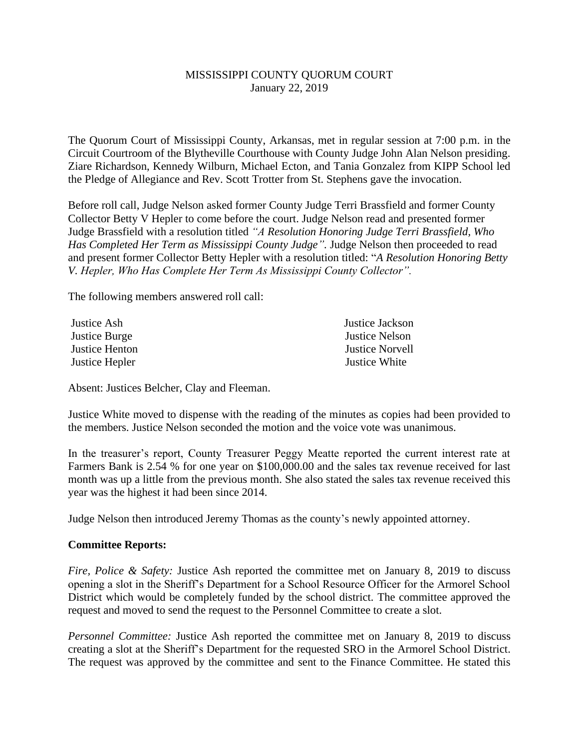MISSISSIPPI COUNTY QUORUM COURT
January 22, 2019

The Quorum Court of Mississippi County, Arkansas, met in regular session at 7:00 p.m. in the Circuit Courtroom of the Blytheville Courthouse with County Judge John Alan Nelson presiding. Ziare Richardson, Kennedy Wilburn, Michael Ecton, and Tania Gonzalez from KIPP School led the Pledge of Allegiance and Rev. Scott Trotter from St. Stephens gave the invocation.

Before roll call, Judge Nelson asked former County Judge Terri Brassfield and former County Collector Betty V Hepler to come before the court. Judge Nelson read and presented former Judge Brassfield with a resolution titled *"A Resolution Honoring Judge Terri Brassfield, Who Has Completed Her Term as Mississippi County Judge".* Judge Nelson then proceeded to read and present former Collector Betty Hepler with a resolution titled: "*A Resolution Honoring Betty V. Hepler, Who Has Complete Her Term As Mississippi County Collector".*

The following members answered roll call:

| | |
|---|---|
| Justice Ash | Justice Jackson |
| Justice Burge | Justice Nelson |
| Justice Henton | Justice Norvell |
| Justice Hepler | Justice White |

Absent: Justices Belcher, Clay and Fleeman.

Justice White moved to dispense with the reading of the minutes as copies had been provided to the members. Justice Nelson seconded the motion and the voice vote was unanimous.

In the treasurer's report, County Treasurer Peggy Meatte reported the current interest rate at Farmers Bank is 2.54 % for one year on $100,000.00 and the sales tax revenue received for last month was up a little from the previous month. She also stated the sales tax revenue received this year was the highest it had been since 2014.

Judge Nelson then introduced Jeremy Thomas as the county's newly appointed attorney.

**Committee Reports:**

*Fire, Police & Safety:* Justice Ash reported the committee met on January 8, 2019 to discuss opening a slot in the Sheriff's Department for a School Resource Officer for the Armorel School District which would be completely funded by the school district. The committee approved the request and moved to send the request to the Personnel Committee to create a slot.

*Personnel Committee:* Justice Ash reported the committee met on January 8, 2019 to discuss creating a slot at the Sheriff's Department for the requested SRO in the Armorel School District. The request was approved by the committee and sent to the Finance Committee. He stated this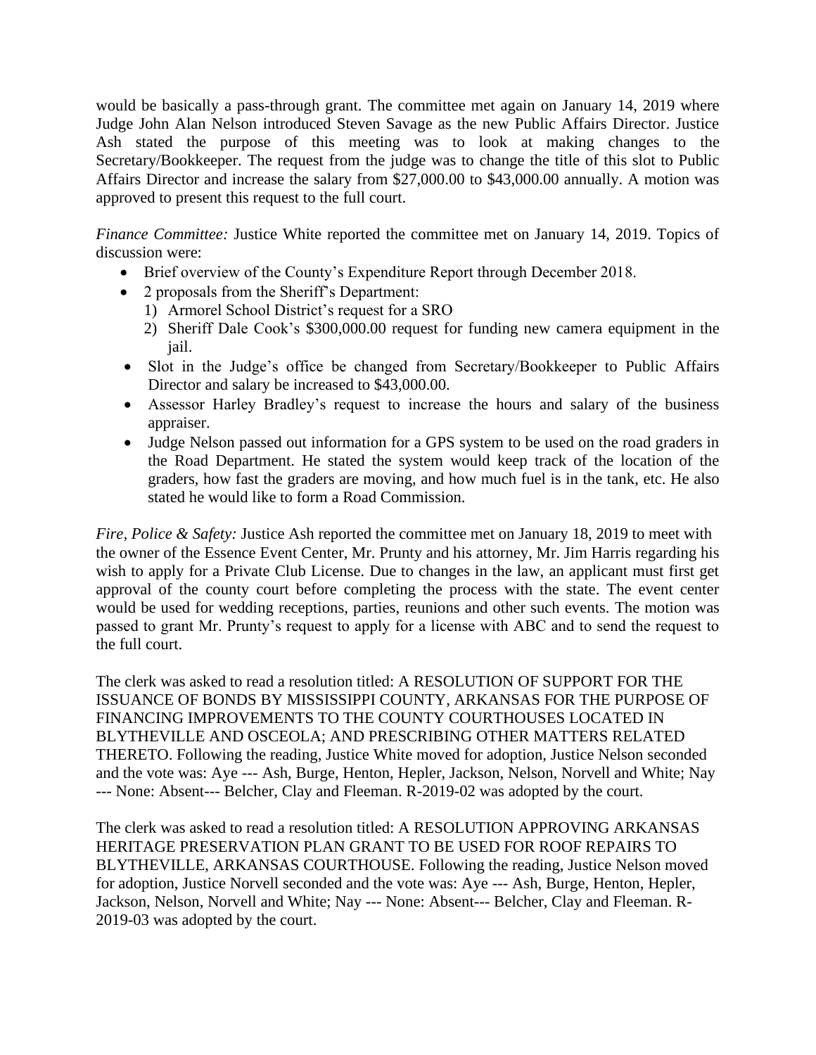would be basically a pass-through grant. The committee met again on January 14, 2019 where Judge John Alan Nelson introduced Steven Savage as the new Public Affairs Director. Justice Ash stated the purpose of this meeting was to look at making changes to the Secretary/Bookkeeper. The request from the judge was to change the title of this slot to Public Affairs Director and increase the salary from $27,000.00 to $43,000.00 annually. A motion was approved to present this request to the full court.

*Finance Committee:* Justice White reported the committee met on January 14, 2019. Topics of discussion were:

- Brief overview of the County's Expenditure Report through December 2018.
- 2 proposals from the Sheriff's Department:
  1) Armorel School District's request for a SRO
  2) Sheriff Dale Cook's $300,000.00 request for funding new camera equipment in the jail.
- Slot in the Judge's office be changed from Secretary/Bookkeeper to Public Affairs Director and salary be increased to $43,000.00.
- Assessor Harley Bradley's request to increase the hours and salary of the business appraiser.
- Judge Nelson passed out information for a GPS system to be used on the road graders in the Road Department. He stated the system would keep track of the location of the graders, how fast the graders are moving, and how much fuel is in the tank, etc. He also stated he would like to form a Road Commission.

*Fire, Police & Safety:* Justice Ash reported the committee met on January 18, 2019 to meet with the owner of the Essence Event Center, Mr. Prunty and his attorney, Mr. Jim Harris regarding his wish to apply for a Private Club License. Due to changes in the law, an applicant must first get approval of the county court before completing the process with the state. The event center would be used for wedding receptions, parties, reunions and other such events. The motion was passed to grant Mr. Prunty's request to apply for a license with ABC and to send the request to the full court.

The clerk was asked to read a resolution titled: A RESOLUTION OF SUPPORT FOR THE ISSUANCE OF BONDS BY MISSISSIPPI COUNTY, ARKANSAS FOR THE PURPOSE OF FINANCING IMPROVEMENTS TO THE COUNTY COURTHOUSES LOCATED IN BLYTHEVILLE AND OSCEOLA; AND PRESCRIBING OTHER MATTERS RELATED THERETO. Following the reading, Justice White moved for adoption, Justice Nelson seconded and the vote was: Aye --- Ash, Burge, Henton, Hepler, Jackson, Nelson, Norvell and White; Nay --- None: Absent--- Belcher, Clay and Fleeman. R-2019-02 was adopted by the court.

The clerk was asked to read a resolution titled: A RESOLUTION APPROVING ARKANSAS HERITAGE PRESERVATION PLAN GRANT TO BE USED FOR ROOF REPAIRS TO BLYTHEVILLE, ARKANSAS COURTHOUSE. Following the reading, Justice Nelson moved for adoption, Justice Norvell seconded and the vote was: Aye --- Ash, Burge, Henton, Hepler, Jackson, Nelson, Norvell and White; Nay --- None: Absent--- Belcher, Clay and Fleeman. R-2019-03 was adopted by the court.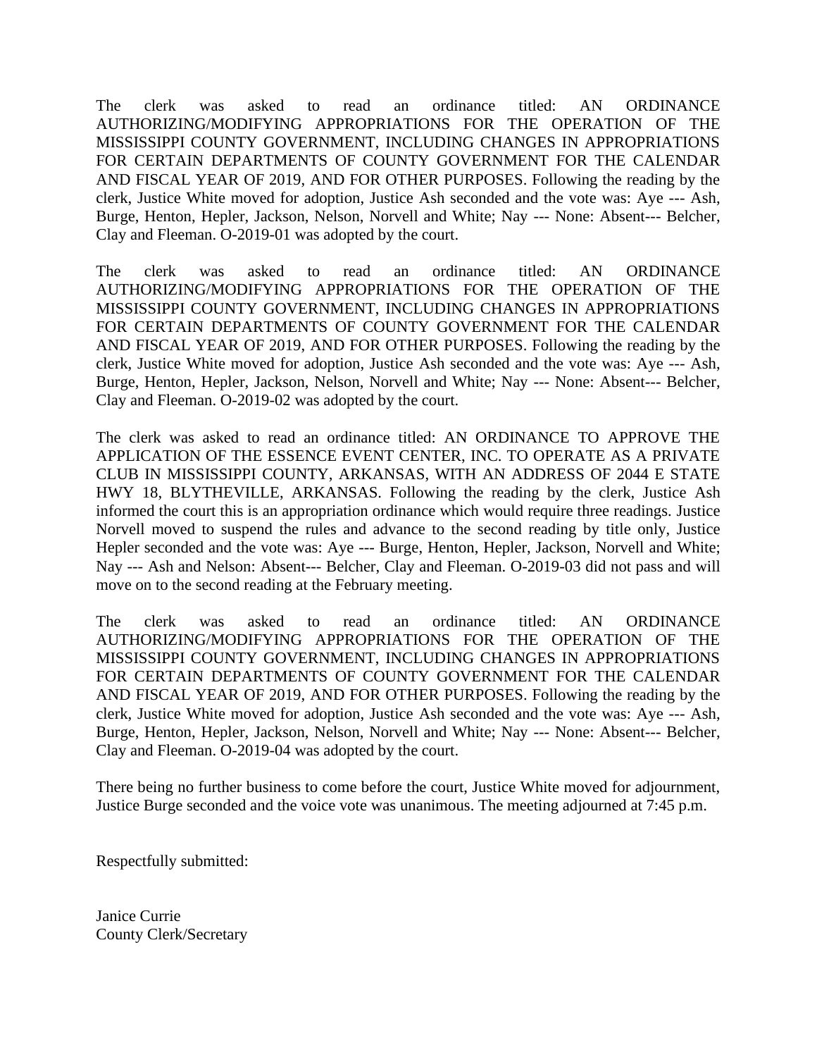The clerk was asked to read an ordinance titled: AN ORDINANCE AUTHORIZING/MODIFYING APPROPRIATIONS FOR THE OPERATION OF THE MISSISSIPPI COUNTY GOVERNMENT, INCLUDING CHANGES IN APPROPRIATIONS FOR CERTAIN DEPARTMENTS OF COUNTY GOVERNMENT FOR THE CALENDAR AND FISCAL YEAR OF 2019, AND FOR OTHER PURPOSES. Following the reading by the clerk, Justice White moved for adoption, Justice Ash seconded and the vote was: Aye --- Ash, Burge, Henton, Hepler, Jackson, Nelson, Norvell and White; Nay --- None: Absent--- Belcher, Clay and Fleeman. O-2019-01 was adopted by the court.

The clerk was asked to read an ordinance titled: AN ORDINANCE AUTHORIZING/MODIFYING APPROPRIATIONS FOR THE OPERATION OF THE MISSISSIPPI COUNTY GOVERNMENT, INCLUDING CHANGES IN APPROPRIATIONS FOR CERTAIN DEPARTMENTS OF COUNTY GOVERNMENT FOR THE CALENDAR AND FISCAL YEAR OF 2019, AND FOR OTHER PURPOSES. Following the reading by the clerk, Justice White moved for adoption, Justice Ash seconded and the vote was: Aye --- Ash, Burge, Henton, Hepler, Jackson, Nelson, Norvell and White; Nay --- None: Absent--- Belcher, Clay and Fleeman. O-2019-02 was adopted by the court.

The clerk was asked to read an ordinance titled: AN ORDINANCE TO APPROVE THE APPLICATION OF THE ESSENCE EVENT CENTER, INC. TO OPERATE AS A PRIVATE CLUB IN MISSISSIPPI COUNTY, ARKANSAS, WITH AN ADDRESS OF 2044 E STATE HWY 18, BLYTHEVILLE, ARKANSAS. Following the reading by the clerk, Justice Ash informed the court this is an appropriation ordinance which would require three readings. Justice Norvell moved to suspend the rules and advance to the second reading by title only, Justice Hepler seconded and the vote was: Aye --- Burge, Henton, Hepler, Jackson, Norvell and White; Nay --- Ash and Nelson: Absent--- Belcher, Clay and Fleeman. O-2019-03 did not pass and will move on to the second reading at the February meeting.

The clerk was asked to read an ordinance titled: AN ORDINANCE AUTHORIZING/MODIFYING APPROPRIATIONS FOR THE OPERATION OF THE MISSISSIPPI COUNTY GOVERNMENT, INCLUDING CHANGES IN APPROPRIATIONS FOR CERTAIN DEPARTMENTS OF COUNTY GOVERNMENT FOR THE CALENDAR AND FISCAL YEAR OF 2019, AND FOR OTHER PURPOSES. Following the reading by the clerk, Justice White moved for adoption, Justice Ash seconded and the vote was: Aye --- Ash, Burge, Henton, Hepler, Jackson, Nelson, Norvell and White; Nay --- None: Absent--- Belcher, Clay and Fleeman. O-2019-04 was adopted by the court.

There being no further business to come before the court, Justice White moved for adjournment, Justice Burge seconded and the voice vote was unanimous. The meeting adjourned at 7:45 p.m.

Respectfully submitted:

Janice Currie
County Clerk/Secretary